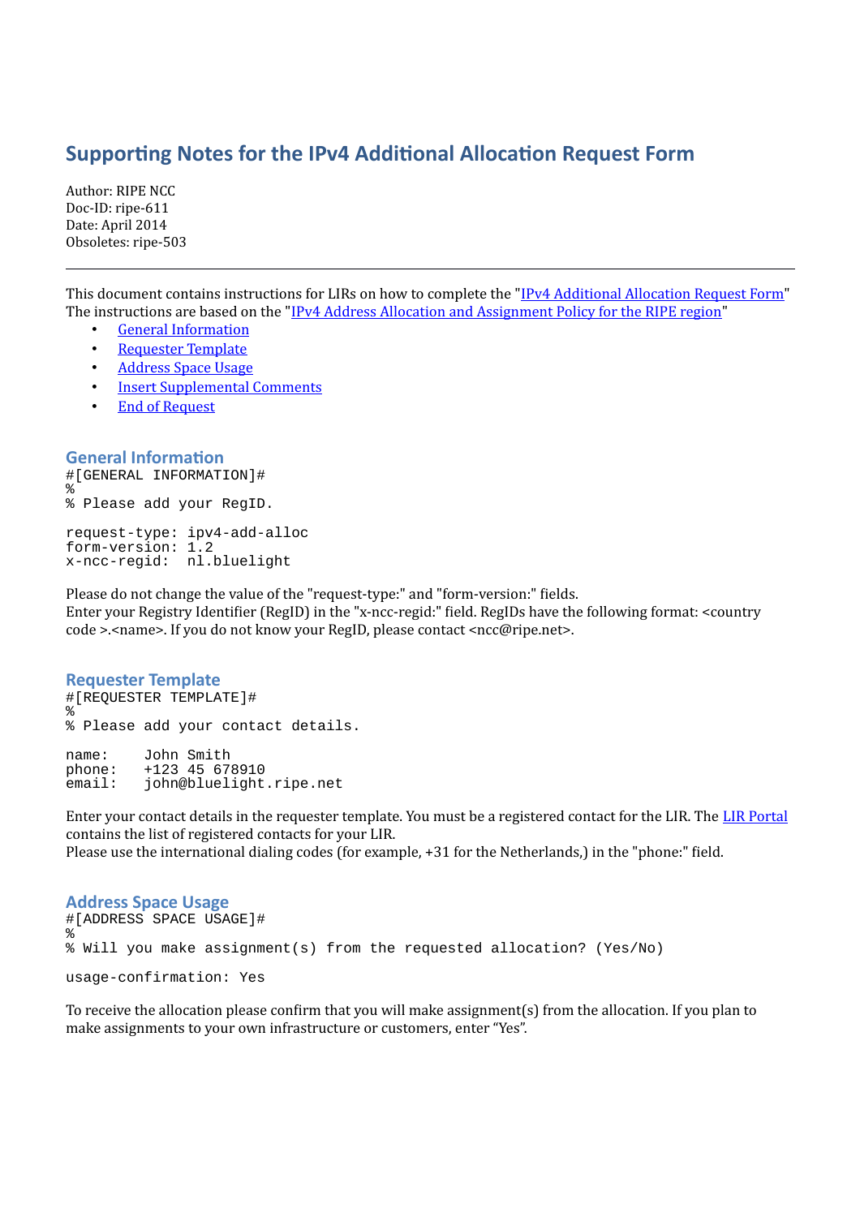# Supporting Notes for the IPv4 Additional Allocation Request Form

Author: RIPE NCC
Doc-ID: ripe-611
Date: April 2014
Obsoletes: ripe-503

---

This document contains instructions for LIRs on how to complete the "IPv4 Additional Allocation Request Form"
The instructions are based on the "IPv4 Address Allocation and Assignment Policy for the RIPE region"

- General Information
- Requester Template
- Address Space Usage
- Insert Supplemental Comments
- End of Request

## General Information

```
#[GENERAL INFORMATION]#
%
% Please add your RegID.

request-type: ipv4-add-alloc
form-version: 1.2
x-ncc-regid:  nl.bluelight
```

Please do not change the value of the "request-type:" and "form-version:" fields.
Enter your Registry Identifier (RegID) in the "x-ncc-regid:" field. RegIDs have the following format: <country code >.<name>. If you do not know your RegID, please contact <ncc@ripe.net>.

## Requester Template

```
#[REQUESTER TEMPLATE]#
%
% Please add your contact details.

name:    John Smith
phone:   +123 45 678910
email:   john@bluelight.ripe.net
```

Enter your contact details in the requester template. You must be a registered contact for the LIR. The LIR Portal contains the list of registered contacts for your LIR.
Please use the international dialing codes (for example, +31 for the Netherlands,) in the "phone:" field.

## Address Space Usage

```
#[ADDRESS SPACE USAGE]#
%
% Will you make assignment(s) from the requested allocation? (Yes/No)

usage-confirmation: Yes
```

To receive the allocation please confirm that you will make assignment(s) from the allocation. If you plan to make assignments to your own infrastructure or customers, enter “Yes”.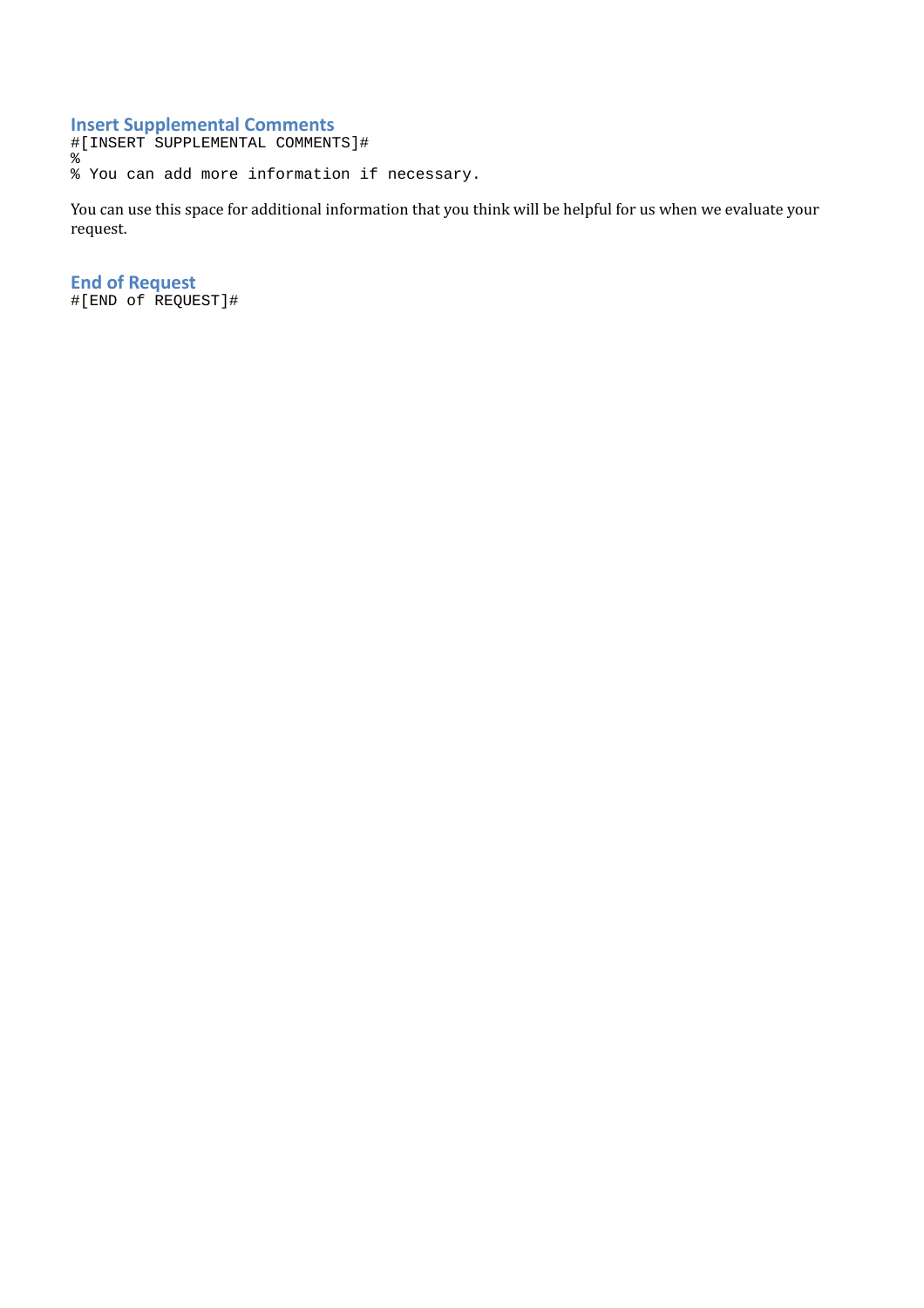## Insert Supplemental Comments

```
#[INSERT SUPPLEMENTAL COMMENTS]#
%
% You can add more information if necessary.
```

You can use this space for additional information that you think will be helpful for us when we evaluate your request.

## End of Request

```
#[END of REQUEST]#
```